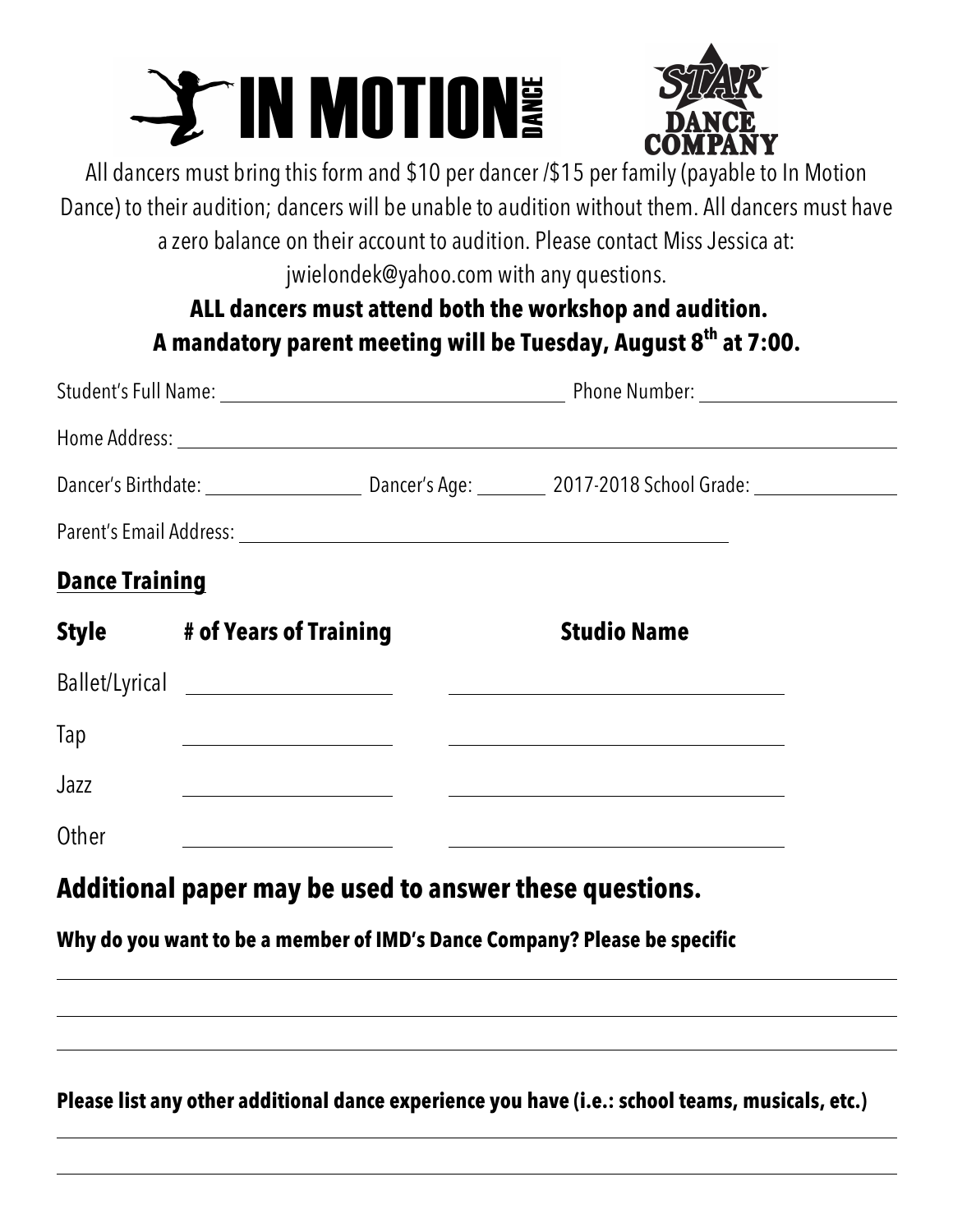# IN MOTION DANCE

# STAR DANCE COMPANY

All dancers must bring this form and $10 per dancer /$15 per family (payable to In Motion Dance) to their audition; dancers will be unable to audition without them. All dancers must have a zero balance on their account to audition. Please contact Miss Jessica at: jwielondek@yahoo.com with any questions.

**ALL dancers must attend both the workshop and audition.**
**A mandatory parent meeting will be Tuesday, August 8th at 7:00.**

Student's Full Name: ______________________ Phone Number: ______________

Home Address: ______________________________________________

Dancer's Birthdate: ____________ Dancer's Age: ______ 2017-2018 School Grade: ____________

Parent's Email Address: ______________________________

## Dance Training

| Style | # of Years of Training | Studio Name |
| --- | --- | --- |
| Ballet/Lyrical | | |
| Tap | | |
| Jazz | | |
| Other | | |

## Additional paper may be used to answer these questions.

**Why do you want to be a member of IMD's Dance Company? Please be specific**

______________________________________________

______________________________________________

______________________________________________

**Please list any other additional dance experience you have (i.e.: school teams, musicals, etc.)**

______________________________________________

______________________________________________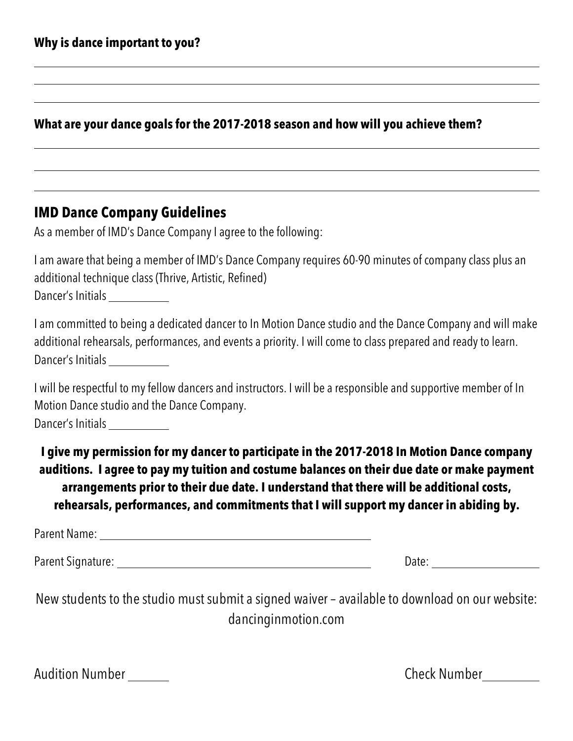**Why is dance important to you?**

______________________________________________________________________________

______________________________________________________________________________

______________________________________________________________________________

**What are your dance goals for the 2017-2018 season and how will you achieve them?**

______________________________________________________________________________

______________________________________________________________________________

______________________________________________________________________________

## IMD Dance Company Guidelines

As a member of IMD's Dance Company I agree to the following:

I am aware that being a member of IMD's Dance Company requires 60-90 minutes of company class plus an additional technique class (Thrive, Artistic, Refined)
Dancer's Initials __________

I am committed to being a dedicated dancer to In Motion Dance studio and the Dance Company and will make additional rehearsals, performances, and events a priority. I will come to class prepared and ready to learn.
Dancer's Initials __________

I will be respectful to my fellow dancers and instructors. I will be a responsible and supportive member of In Motion Dance studio and the Dance Company.
Dancer's Initials __________

**I give my permission for my dancer to participate in the 2017-2018 In Motion Dance company auditions. I agree to pay my tuition and costume balances on their due date or make payment arrangements prior to their due date. I understand that there will be additional costs, rehearsals, performances, and commitments that I will support my dancer in abiding by.**

Parent Name: ______________________________

Parent Signature: ______________________________ Date: ______________

New students to the studio must submit a signed waiver – available to download on our website: dancinginmotion.com

Audition Number ______ Check Number ________